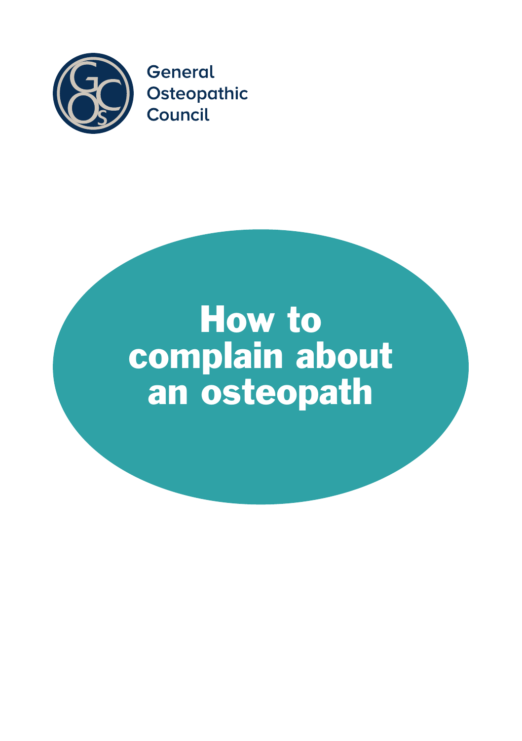General Osteopathic Council

# How to complain about an osteopath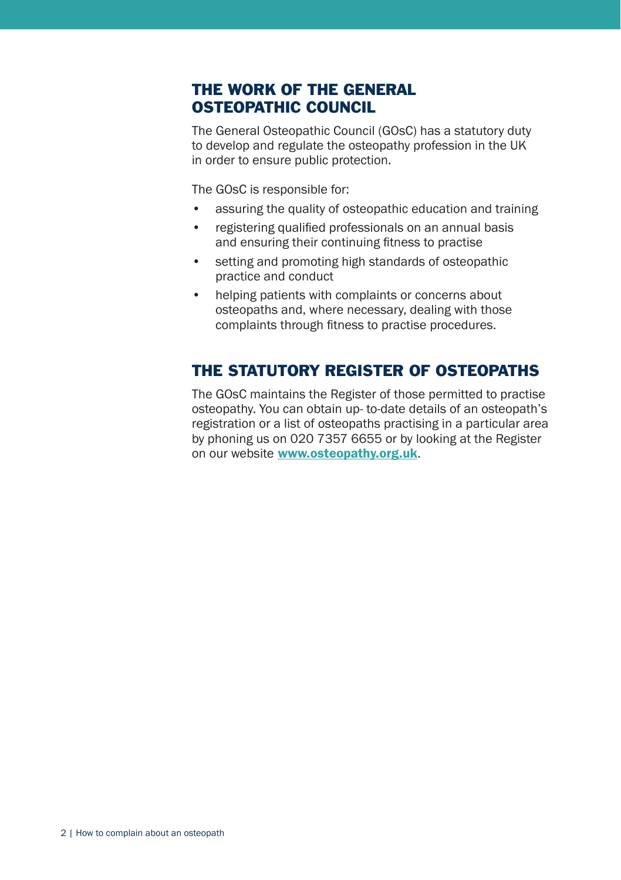## THE WORK OF THE GENERAL OSTEOPATHIC COUNCIL

The General Osteopathic Council (GOsC) has a statutory duty to develop and regulate the osteopathy profession in the UK in order to ensure public protection.

The GOsC is responsible for:

- assuring the quality of osteopathic education and training
- registering qualified professionals on an annual basis and ensuring their continuing fitness to practise
- setting and promoting high standards of osteopathic practice and conduct
- helping patients with complaints or concerns about osteopaths and, where necessary, dealing with those complaints through fitness to practise procedures.

## THE STATUTORY REGISTER OF OSTEOPATHS

The GOsC maintains the Register of those permitted to practise osteopathy. You can obtain up- to-date details of an osteopath's registration or a list of osteopaths practising in a particular area by phoning us on 020 7357 6655 or by looking at the Register on our website **www.osteopathy.org.uk**.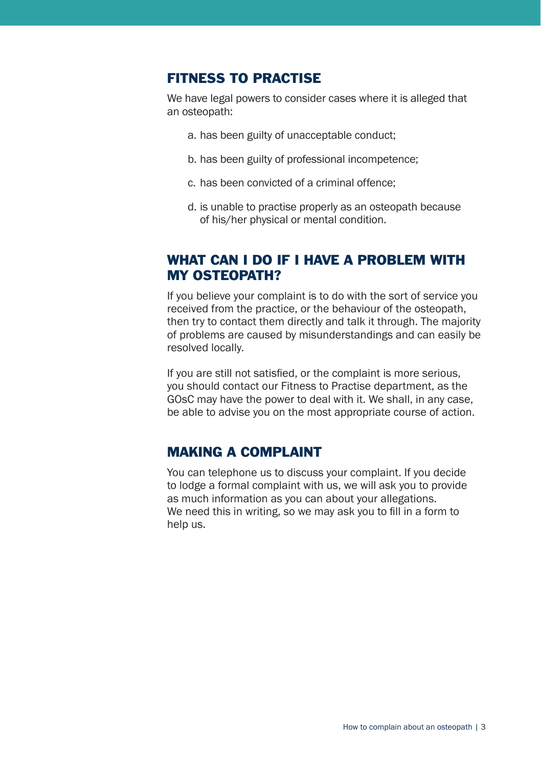## FITNESS TO PRACTISE

We have legal powers to consider cases where it is alleged that an osteopath:

a. has been guilty of unacceptable conduct;

b. has been guilty of professional incompetence;

c. has been convicted of a criminal offence;

d. is unable to practise properly as an osteopath because of his/her physical or mental condition.

## WHAT CAN I DO IF I HAVE A PROBLEM WITH MY OSTEOPATH?

If you believe your complaint is to do with the sort of service you received from the practice, or the behaviour of the osteopath, then try to contact them directly and talk it through. The majority of problems are caused by misunderstandings and can easily be resolved locally.

If you are still not satisfied, or the complaint is more serious, you should contact our Fitness to Practise department, as the GOsC may have the power to deal with it. We shall, in any case, be able to advise you on the most appropriate course of action.

## MAKING A COMPLAINT

You can telephone us to discuss your complaint. If you decide to lodge a formal complaint with us, we will ask you to provide as much information as you can about your allegations. We need this in writing, so we may ask you to fill in a form to help us.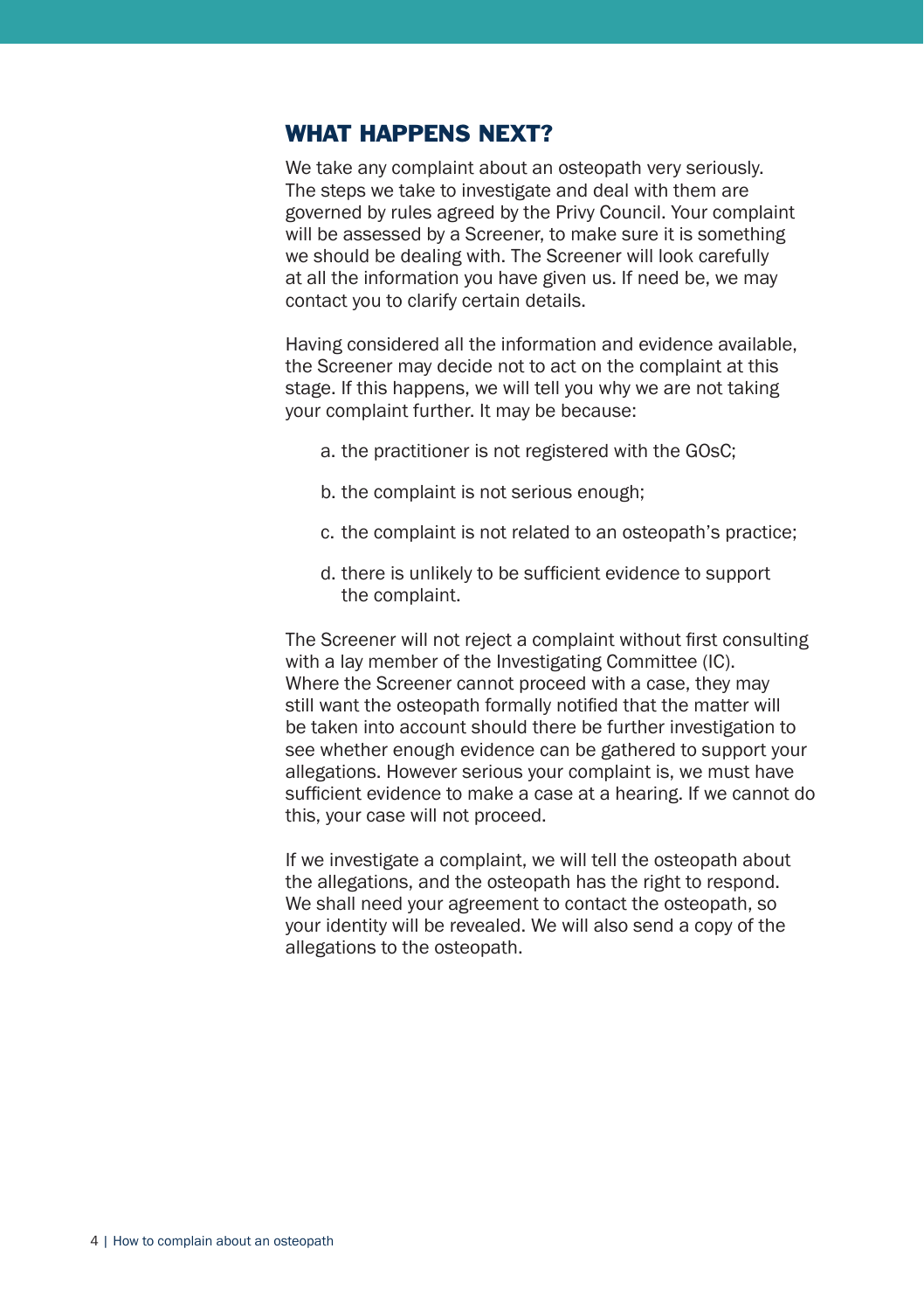## WHAT HAPPENS NEXT?

We take any complaint about an osteopath very seriously. The steps we take to investigate and deal with them are governed by rules agreed by the Privy Council. Your complaint will be assessed by a Screener, to make sure it is something we should be dealing with. The Screener will look carefully at all the information you have given us. If need be, we may contact you to clarify certain details.

Having considered all the information and evidence available, the Screener may decide not to act on the complaint at this stage. If this happens, we will tell you why we are not taking your complaint further. It may be because:

a. the practitioner is not registered with the GOsC;

b. the complaint is not serious enough;

c. the complaint is not related to an osteopath's practice;

d. there is unlikely to be sufficient evidence to support the complaint.

The Screener will not reject a complaint without first consulting with a lay member of the Investigating Committee (IC). Where the Screener cannot proceed with a case, they may still want the osteopath formally notified that the matter will be taken into account should there be further investigation to see whether enough evidence can be gathered to support your allegations. However serious your complaint is, we must have sufficient evidence to make a case at a hearing. If we cannot do this, your case will not proceed.

If we investigate a complaint, we will tell the osteopath about the allegations, and the osteopath has the right to respond. We shall need your agreement to contact the osteopath, so your identity will be revealed. We will also send a copy of the allegations to the osteopath.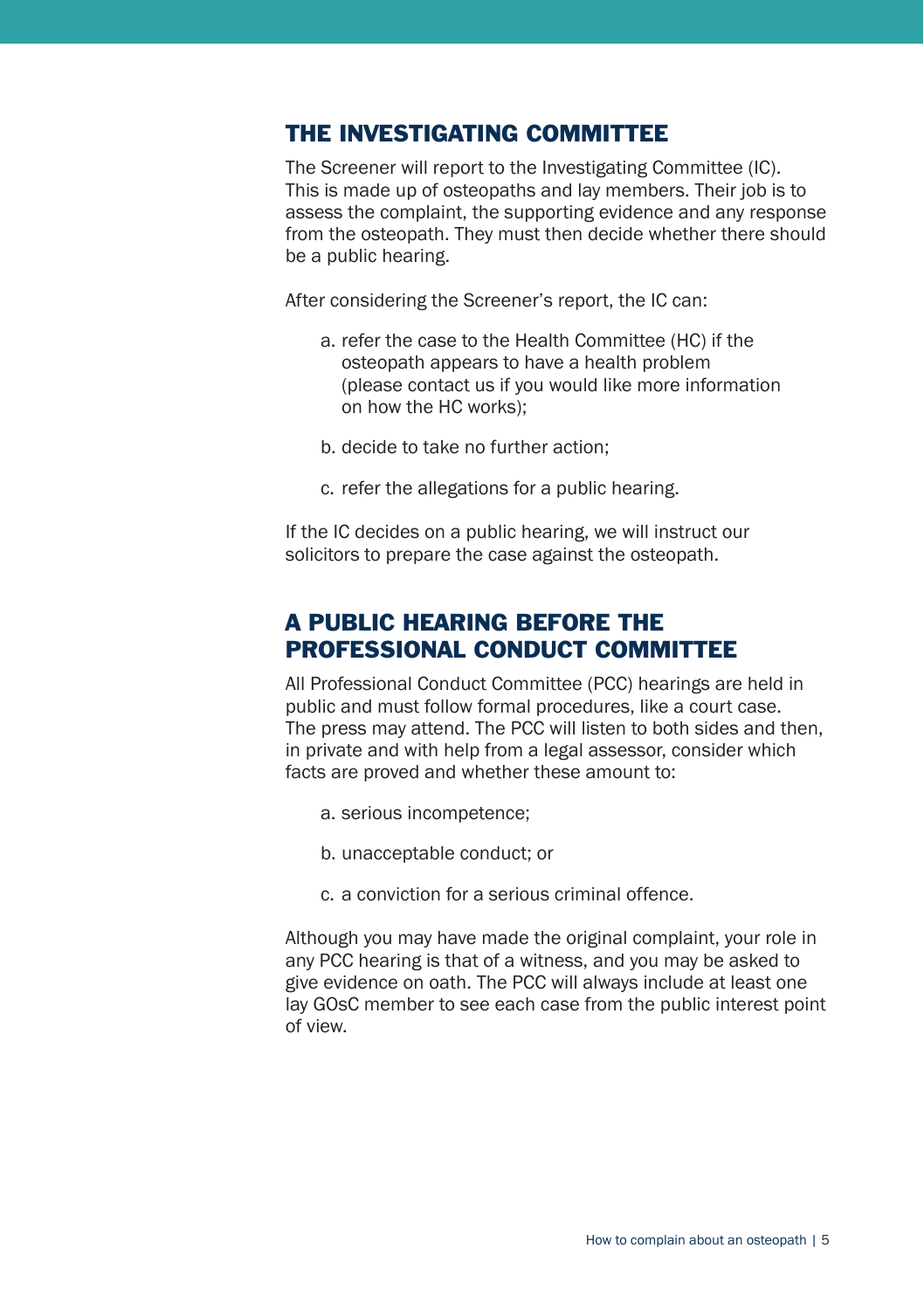## THE INVESTIGATING COMMITTEE

The Screener will report to the Investigating Committee (IC). This is made up of osteopaths and lay members. Their job is to assess the complaint, the supporting evidence and any response from the osteopath. They must then decide whether there should be a public hearing.

After considering the Screener's report, the IC can:

a. refer the case to the Health Committee (HC) if the osteopath appears to have a health problem (please contact us if you would like more information on how the HC works);

b. decide to take no further action;

c. refer the allegations for a public hearing.

If the IC decides on a public hearing, we will instruct our solicitors to prepare the case against the osteopath.

## A PUBLIC HEARING BEFORE THE PROFESSIONAL CONDUCT COMMITTEE

All Professional Conduct Committee (PCC) hearings are held in public and must follow formal procedures, like a court case. The press may attend. The PCC will listen to both sides and then, in private and with help from a legal assessor, consider which facts are proved and whether these amount to:

a. serious incompetence;

b. unacceptable conduct; or

c. a conviction for a serious criminal offence.

Although you may have made the original complaint, your role in any PCC hearing is that of a witness, and you may be asked to give evidence on oath. The PCC will always include at least one lay GOsC member to see each case from the public interest point of view.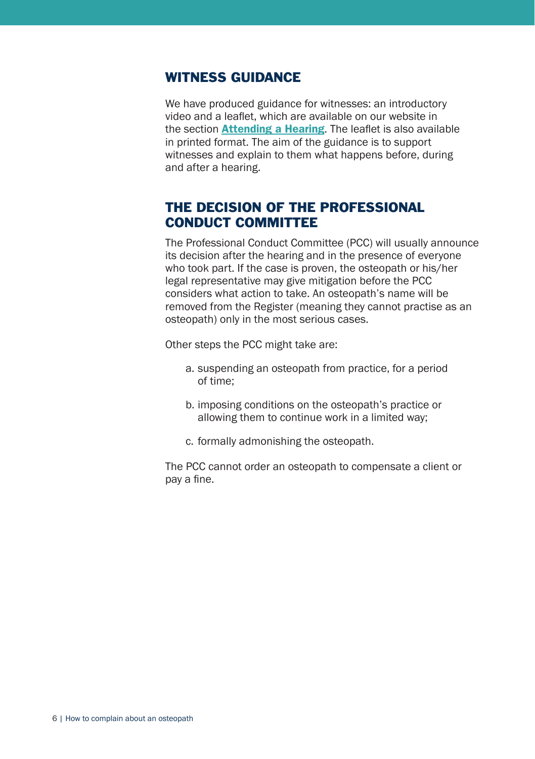## WITNESS GUIDANCE

We have produced guidance for witnesses: an introductory video and a leaflet, which are available on our website in the section **Attending a Hearing**. The leaflet is also available in printed format. The aim of the guidance is to support witnesses and explain to them what happens before, during and after a hearing.

## THE DECISION OF THE PROFESSIONAL CONDUCT COMMITTEE

The Professional Conduct Committee (PCC) will usually announce its decision after the hearing and in the presence of everyone who took part. If the case is proven, the osteopath or his/her legal representative may give mitigation before the PCC considers what action to take. An osteopath's name will be removed from the Register (meaning they cannot practise as an osteopath) only in the most serious cases.

Other steps the PCC might take are:

a. suspending an osteopath from practice, for a period of time;

b. imposing conditions on the osteopath's practice or allowing them to continue work in a limited way;

c. formally admonishing the osteopath.

The PCC cannot order an osteopath to compensate a client or pay a fine.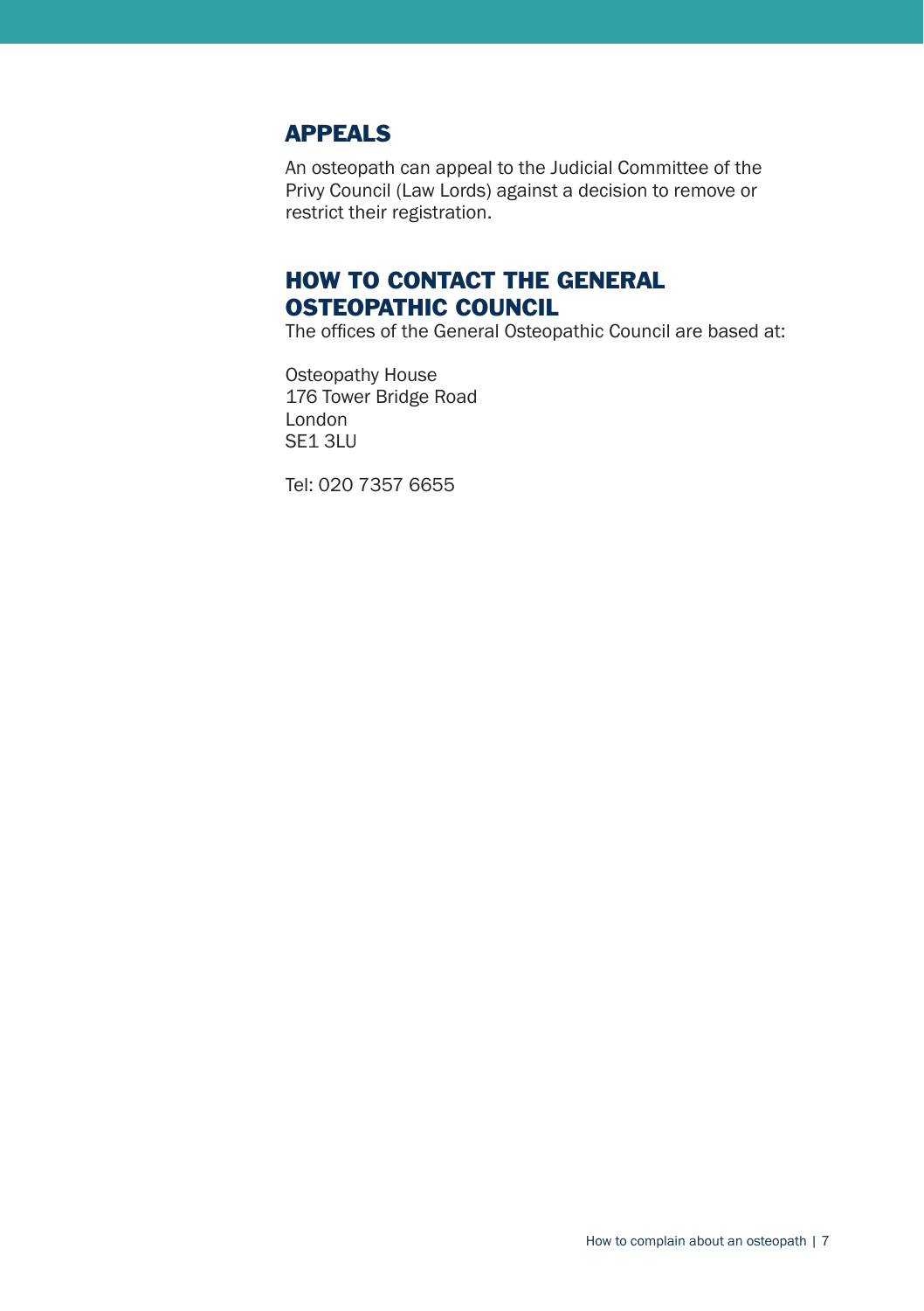## APPEALS

An osteopath can appeal to the Judicial Committee of the Privy Council (Law Lords) against a decision to remove or restrict their registration.

## HOW TO CONTACT THE GENERAL OSTEOPATHIC COUNCIL

The offices of the General Osteopathic Council are based at:

Osteopathy House
176 Tower Bridge Road
London
SE1 3LU

Tel: 020 7357 6655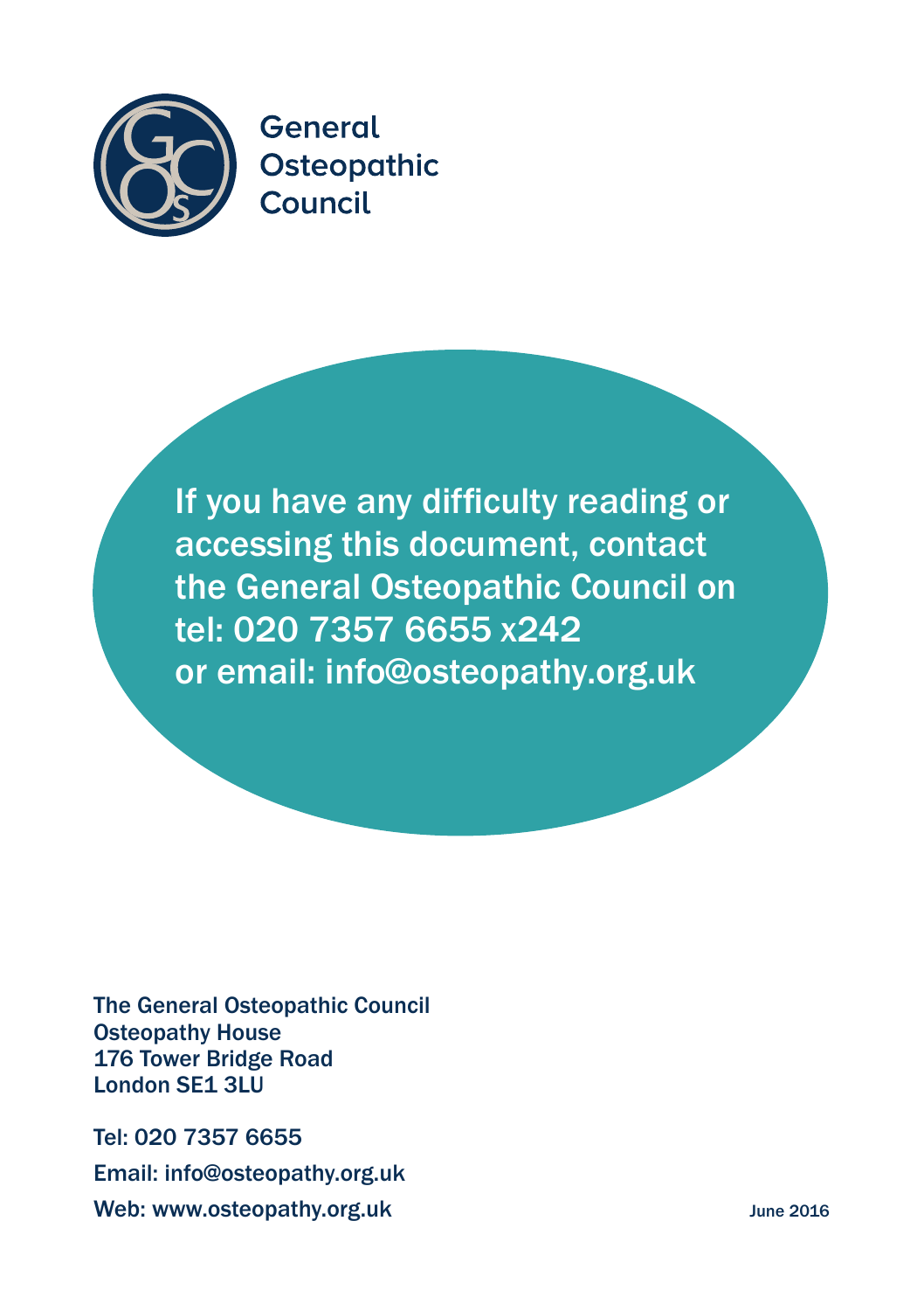General
Osteopathic
Council

If you have any difficulty reading or accessing this document, contact the General Osteopathic Council on tel: 020 7357 6655 x242
or email: info@osteopathy.org.uk

The General Osteopathic Council
Osteopathy House
176 Tower Bridge Road
London SE1 3LU

Tel: 020 7357 6655
Email: info@osteopathy.org.uk
Web: www.osteopathy.org.uk

June 2016